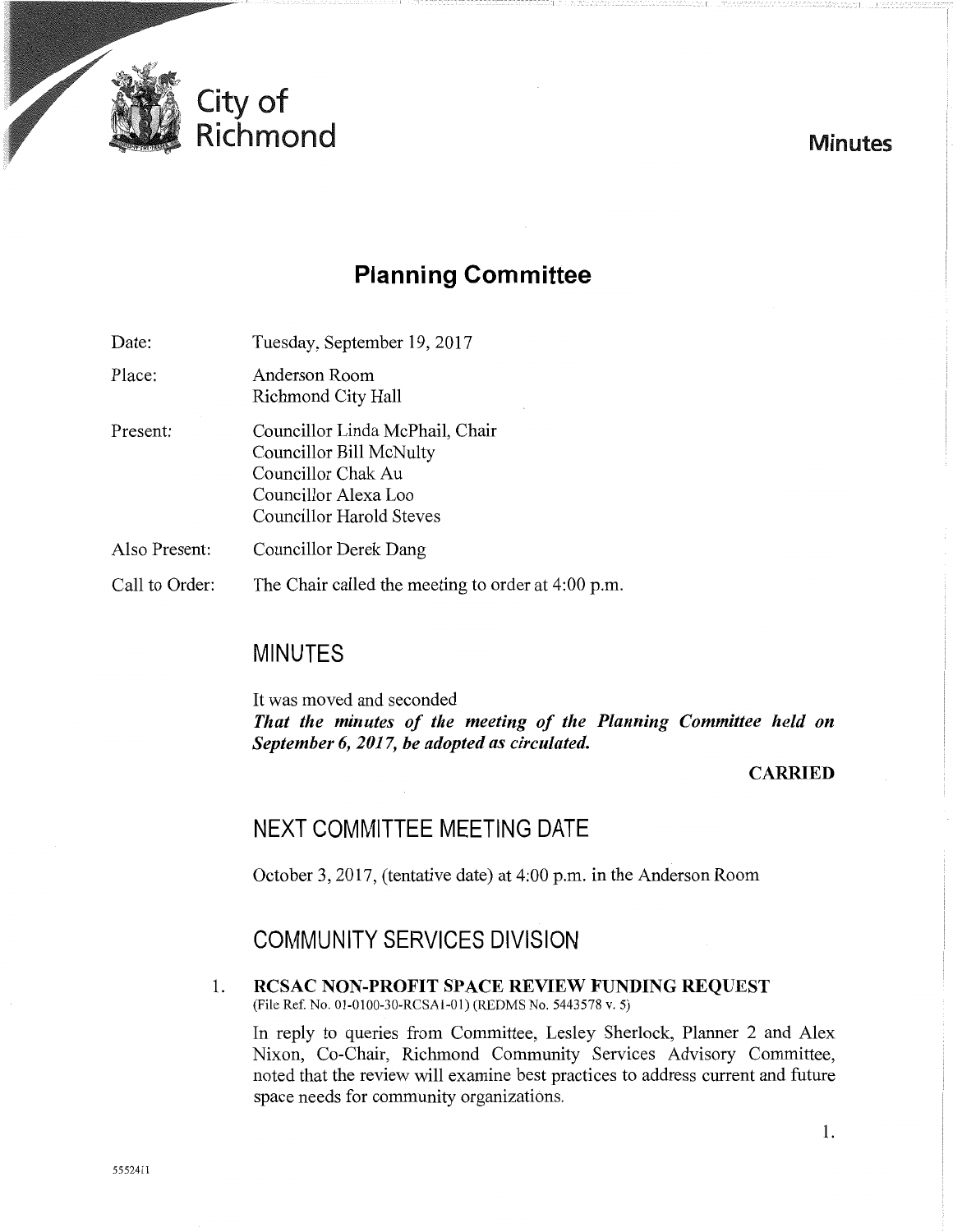City of Richmond

**Minutes**

# Planning Committee

Date: Tuesday, September 19, 2017

Place: Anderson Room
Richmond City Hall

Present: Councillor Linda McPhail, Chair
Councillor Bill McNulty
Councillor Chak Au
Councillor Alexa Loo
Councillor Harold Steves

Also Present: Councillor Derek Dang

Call to Order: The Chair called the meeting to order at 4:00 p.m.

## MINUTES

It was moved and seconded
***That the minutes of the meeting of the Planning Committee held on September 6, 2017, be adopted as circulated.***

**CARRIED**

## NEXT COMMITTEE MEETING DATE

October 3, 2017, (tentative date) at 4:00 p.m. in the Anderson Room

## COMMUNITY SERVICES DIVISION

1. **RCSAC NON-PROFIT SPACE REVIEW FUNDING REQUEST**
(File Ref. No. 01-0100-30-RCSA1-01) (REDMS No. 5443578 v. 5)

In reply to queries from Committee, Lesley Sherlock, Planner 2 and Alex Nixon, Co-Chair, Richmond Community Services Advisory Committee, noted that the review will examine best practices to address current and future space needs for community organizations.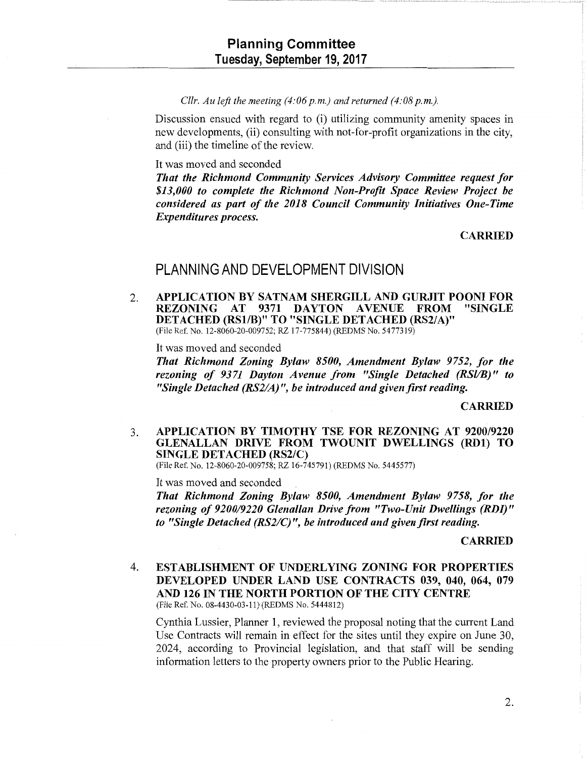*Cllr. Au left the meeting (4:06 p.m.) and returned (4:08 p.m.).*

Discussion ensued with regard to (i) utilizing community amenity spaces in new developments, (ii) consulting with not-for-profit organizations in the city, and (iii) the timeline of the review.

It was moved and seconded

***That the Richmond Community Services Advisory Committee request for $13,000 to complete the Richmond Non-Profit Space Review Project be considered as part of the 2018 Council Community Initiatives One-Time Expenditures process.***

**CARRIED**

## PLANNING AND DEVELOPMENT DIVISION

2. **APPLICATION BY SATNAM SHERGILL AND GURJIT POONI FOR REZONING AT 9371 DAYTON AVENUE FROM "SINGLE DETACHED (RS1/B)" TO "SINGLE DETACHED (RS2/A)"**
(File Ref. No. 12-8060-20-009752; RZ 17-775844) (REDMS No. 5477319)

It was moved and seconded

***That Richmond Zoning Bylaw 8500, Amendment Bylaw 9752, for the rezoning of 9371 Dayton Avenue from "Single Detached (RSl/B)" to "Single Detached (RS2/A)", be introduced and given first reading.***

**CARRIED**

3. **APPLICATION BY TIMOTHY TSE FOR REZONING AT 9200/9220 GLENALLAN DRIVE FROM TWOUNIT DWELLINGS (RD1) TO SINGLE DETACHED (RS2/C)**
(File Ref. No. 12-8060-20-009758; RZ 16-745791) (REDMS No. 5445577)

It was moved and seconded

***That Richmond Zoning Bylaw 8500, Amendment Bylaw 9758, for the rezoning of 9200/9220 Glenallan Drive from "Two-Unit Dwellings (RDI)" to "Single Detached (RS2/C)", be introduced and given first reading.***

**CARRIED**

4. **ESTABLISHMENT OF UNDERLYING ZONING FOR PROPERTIES DEVELOPED UNDER LAND USE CONTRACTS 039, 040, 064, 079 AND 126 IN THE NORTH PORTION OF THE CITY CENTRE**
(File Ref. No. 08-4430-03-11) (REDMS No. 5444812)

Cynthia Lussier, Planner 1, reviewed the proposal noting that the current Land Use Contracts will remain in effect for the sites until they expire on June 30, 2024, according to Provincial legislation, and that staff will be sending information letters to the property owners prior to the Public Hearing.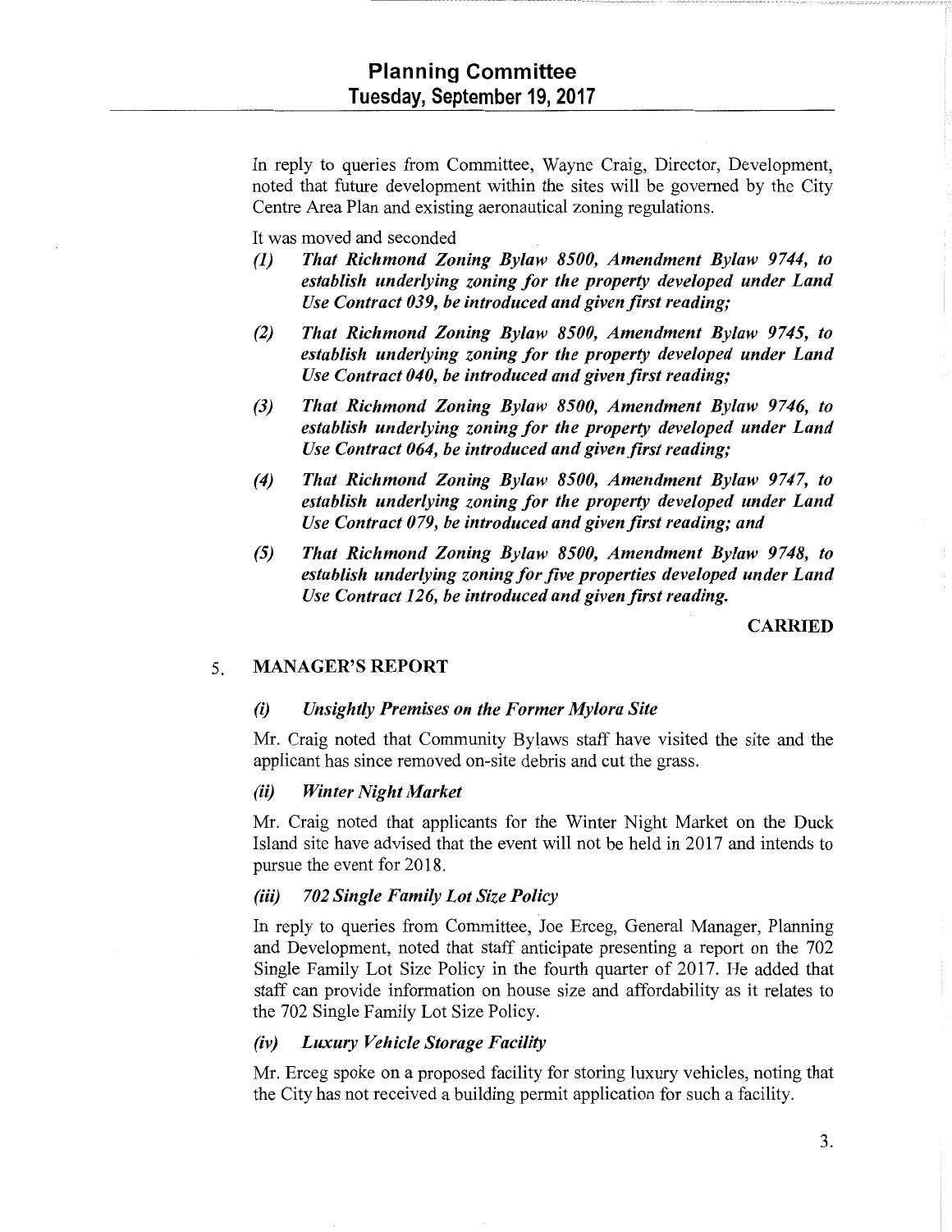In reply to queries from Committee, Wayne Craig, Director, Development, noted that future development within the sites will be governed by the City Centre Area Plan and existing aeronautical zoning regulations.

It was moved and seconded

***(1) That Richmond Zoning Bylaw 8500, Amendment Bylaw 9744, to establish underlying zoning for the property developed under Land Use Contract 039, be introduced and given first reading;***

***(2) That Richmond Zoning Bylaw 8500, Amendment Bylaw 9745, to establish underlying zoning for the property developed under Land Use Contract 040, be introduced and given first reading;***

***(3) That Richmond Zoning Bylaw 8500, Amendment Bylaw 9746, to establish underlying zoning for the property developed under Land Use Contract 064, be introduced and given first reading;***

***(4) That Richmond Zoning Bylaw 8500, Amendment Bylaw 9747, to establish underlying zoning for the property developed under Land Use Contract 079, be introduced and given first reading; and***

***(5) That Richmond Zoning Bylaw 8500, Amendment Bylaw 9748, to establish underlying zoning for five properties developed under Land Use Contract 126, be introduced and given first reading.***

**CARRIED**

## 5. MANAGER'S REPORT

### *(i) Unsightly Premises on the Former Mylora Site*

Mr. Craig noted that Community Bylaws staff have visited the site and the applicant has since removed on-site debris and cut the grass.

### *(ii) Winter Night Market*

Mr. Craig noted that applicants for the Winter Night Market on the Duck Island site have advised that the event will not be held in 2017 and intends to pursue the event for 2018.

### *(iii) 702 Single Family Lot Size Policy*

In reply to queries from Committee, Joe Erceg, General Manager, Planning and Development, noted that staff anticipate presenting a report on the 702 Single Family Lot Size Policy in the fourth quarter of 2017. He added that staff can provide information on house size and affordability as it relates to the 702 Single Family Lot Size Policy.

### *(iv) Luxury Vehicle Storage Facility*

Mr. Erceg spoke on a proposed facility for storing luxury vehicles, noting that the City has not received a building permit application for such a facility.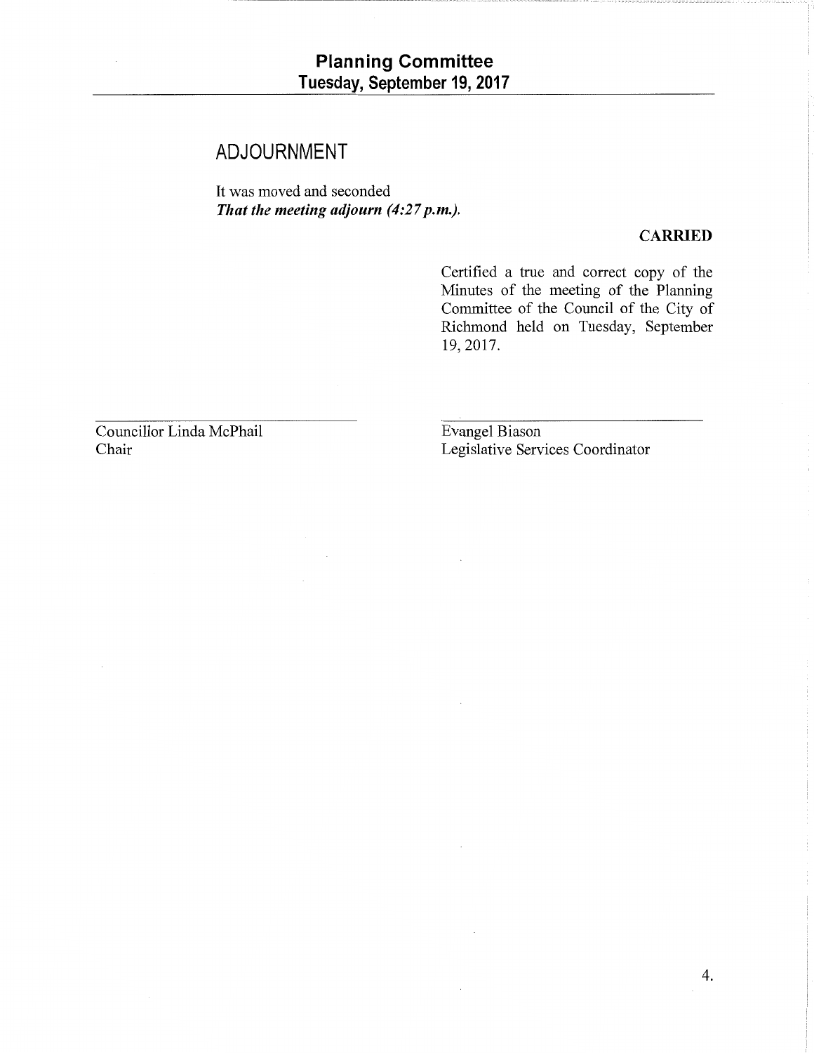## ADJOURNMENT

It was moved and seconded
***That the meeting adjourn (4:27 p.m.).***

**CARRIED**

Certified a true and correct copy of the Minutes of the meeting of the Planning Committee of the Council of the City of Richmond held on Tuesday, September 19, 2017.

Councillor Linda McPhail
Chair

Evangel Biason
Legislative Services Coordinator